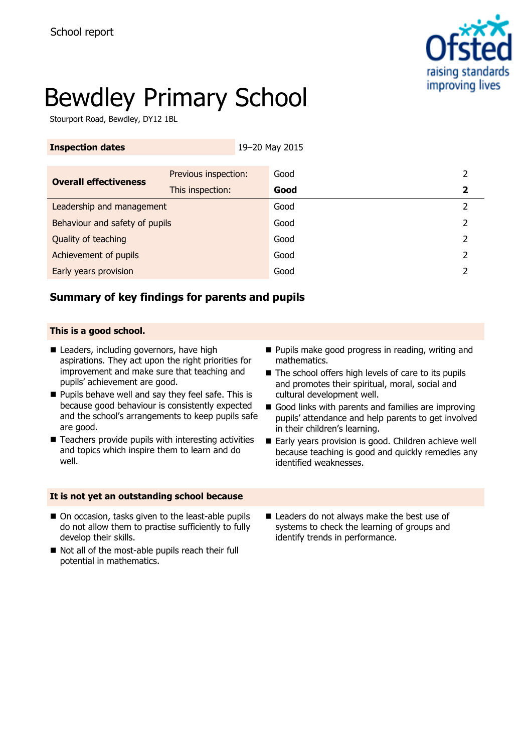School report

# Bewdley Primary School

Stourport Road, Bewdley, DY12 1BL

| **Inspection dates** | 19–20 May 2015 |
|---|---|

| **Overall effectiveness** | Previous inspection: | Good | 2 |
|---|---|---|---|
| | This inspection: | **Good** | **2** |
| Leadership and management | | Good | 2 |
| Behaviour and safety of pupils | | Good | 2 |
| Quality of teaching | | Good | 2 |
| Achievement of pupils | | Good | 2 |
| Early years provision | | Good | 2 |

## Summary of key findings for parents and pupils

### This is a good school.

- Leaders, including governors, have high aspirations. They act upon the right priorities for improvement and make sure that teaching and pupils' achievement are good.
- Pupils behave well and say they feel safe. This is because good behaviour is consistently expected and the school's arrangements to keep pupils safe are good.
- Teachers provide pupils with interesting activities and topics which inspire them to learn and do well.
- Pupils make good progress in reading, writing and mathematics.
- The school offers high levels of care to its pupils and promotes their spiritual, moral, social and cultural development well.
- Good links with parents and families are improving pupils' attendance and help parents to get involved in their children's learning.
- Early years provision is good. Children achieve well because teaching is good and quickly remedies any identified weaknesses.

### It is not yet an outstanding school because

- On occasion, tasks given to the least-able pupils do not allow them to practise sufficiently to fully develop their skills.
- Not all of the most-able pupils reach their full potential in mathematics.
- Leaders do not always make the best use of systems to check the learning of groups and identify trends in performance.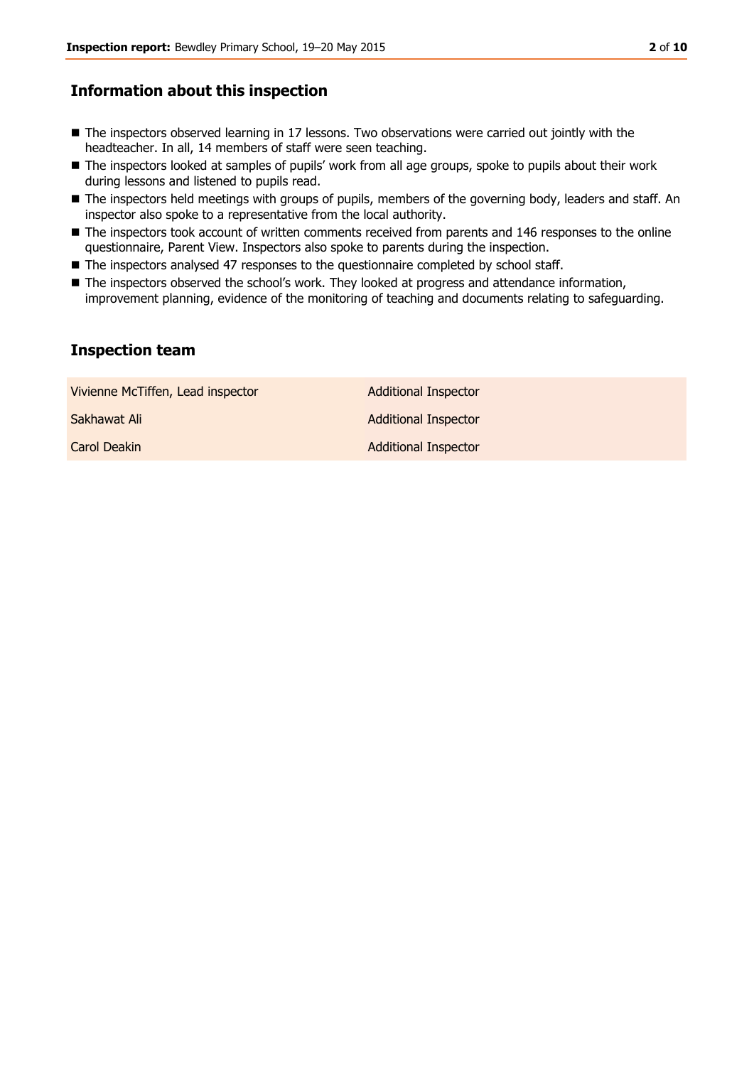## Information about this inspection

- The inspectors observed learning in 17 lessons. Two observations were carried out jointly with the headteacher. In all, 14 members of staff were seen teaching.
- The inspectors looked at samples of pupils' work from all age groups, spoke to pupils about their work during lessons and listened to pupils read.
- The inspectors held meetings with groups of pupils, members of the governing body, leaders and staff. An inspector also spoke to a representative from the local authority.
- The inspectors took account of written comments received from parents and 146 responses to the online questionnaire, Parent View. Inspectors also spoke to parents during the inspection.
- The inspectors analysed 47 responses to the questionnaire completed by school staff.
- The inspectors observed the school's work. They looked at progress and attendance information, improvement planning, evidence of the monitoring of teaching and documents relating to safeguarding.

## Inspection team

| | |
|---|---|
| Vivienne McTiffen, Lead inspector | Additional Inspector |
| Sakhawat Ali | Additional Inspector |
| Carol Deakin | Additional Inspector |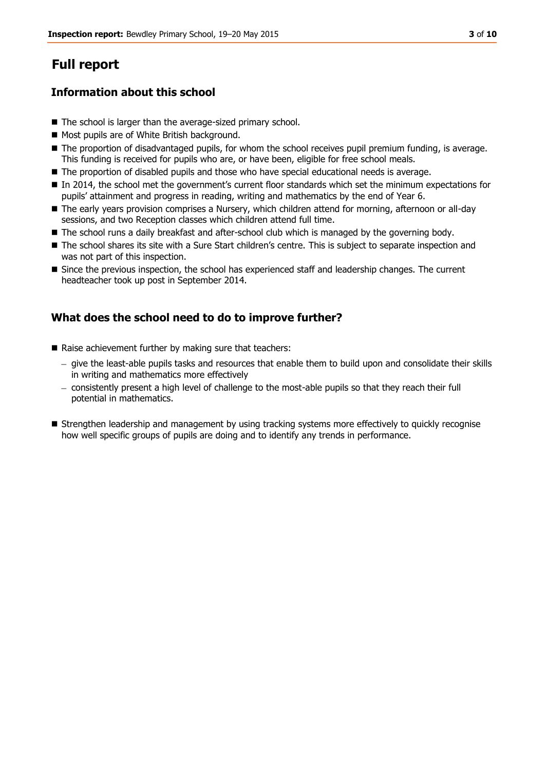# Full report

## Information about this school

- The school is larger than the average-sized primary school.
- Most pupils are of White British background.
- The proportion of disadvantaged pupils, for whom the school receives pupil premium funding, is average. This funding is received for pupils who are, or have been, eligible for free school meals.
- The proportion of disabled pupils and those who have special educational needs is average.
- In 2014, the school met the government's current floor standards which set the minimum expectations for pupils' attainment and progress in reading, writing and mathematics by the end of Year 6.
- The early years provision comprises a Nursery, which children attend for morning, afternoon or all-day sessions, and two Reception classes which children attend full time.
- The school runs a daily breakfast and after-school club which is managed by the governing body.
- The school shares its site with a Sure Start children's centre. This is subject to separate inspection and was not part of this inspection.
- Since the previous inspection, the school has experienced staff and leadership changes. The current headteacher took up post in September 2014.

## What does the school need to do to improve further?

- Raise achievement further by making sure that teachers:
  - give the least-able pupils tasks and resources that enable them to build upon and consolidate their skills in writing and mathematics more effectively
  - consistently present a high level of challenge to the most-able pupils so that they reach their full potential in mathematics.
- Strengthen leadership and management by using tracking systems more effectively to quickly recognise how well specific groups of pupils are doing and to identify any trends in performance.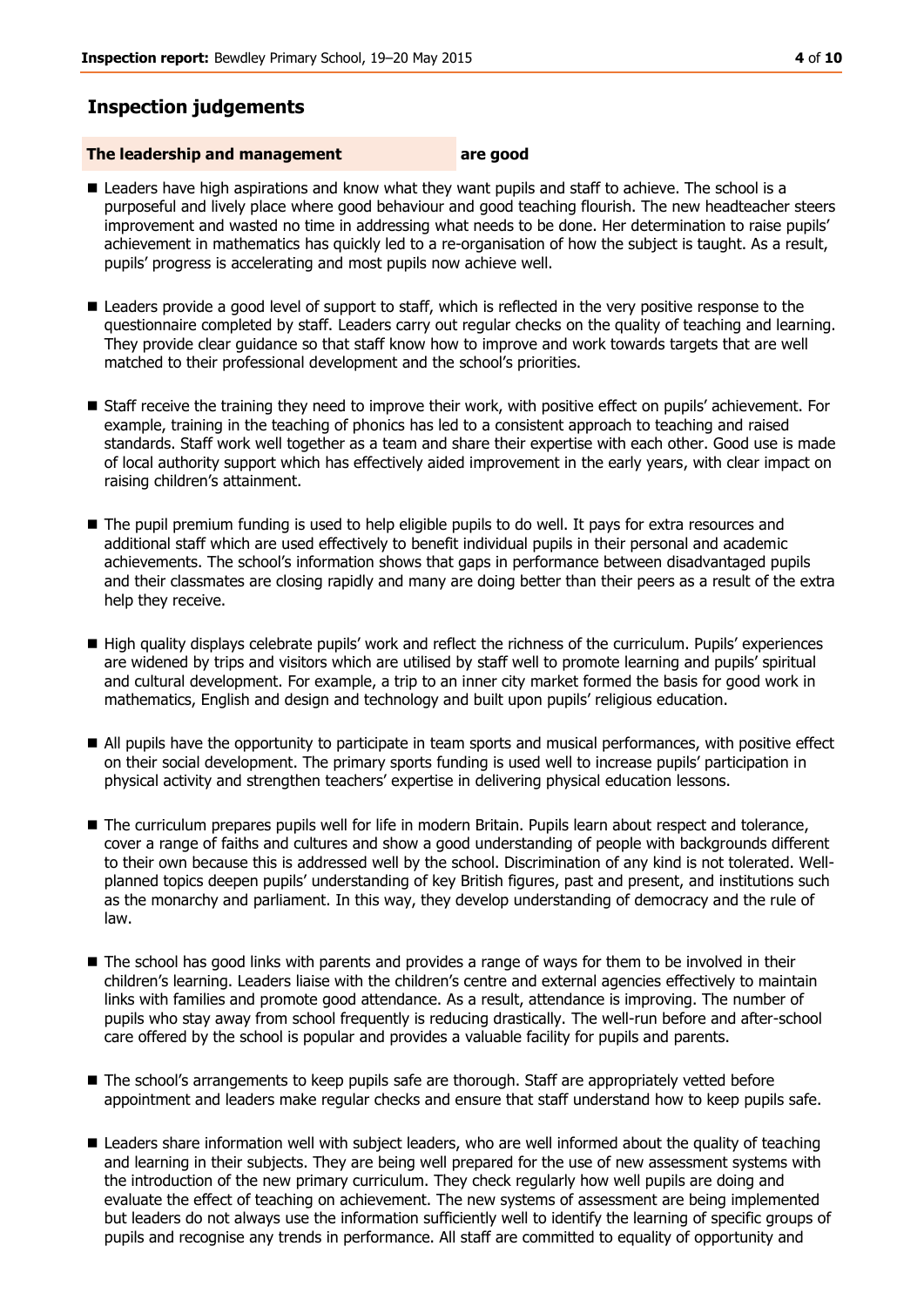## Inspection judgements

**The leadership and management** **are good**

- Leaders have high aspirations and know what they want pupils and staff to achieve. The school is a purposeful and lively place where good behaviour and good teaching flourish. The new headteacher steers improvement and wasted no time in addressing what needs to be done. Her determination to raise pupils' achievement in mathematics has quickly led to a re-organisation of how the subject is taught. As a result, pupils' progress is accelerating and most pupils now achieve well.

- Leaders provide a good level of support to staff, which is reflected in the very positive response to the questionnaire completed by staff. Leaders carry out regular checks on the quality of teaching and learning. They provide clear guidance so that staff know how to improve and work towards targets that are well matched to their professional development and the school's priorities.

- Staff receive the training they need to improve their work, with positive effect on pupils' achievement. For example, training in the teaching of phonics has led to a consistent approach to teaching and raised standards. Staff work well together as a team and share their expertise with each other. Good use is made of local authority support which has effectively aided improvement in the early years, with clear impact on raising children's attainment.

- The pupil premium funding is used to help eligible pupils to do well. It pays for extra resources and additional staff which are used effectively to benefit individual pupils in their personal and academic achievements. The school's information shows that gaps in performance between disadvantaged pupils and their classmates are closing rapidly and many are doing better than their peers as a result of the extra help they receive.

- High quality displays celebrate pupils' work and reflect the richness of the curriculum. Pupils' experiences are widened by trips and visitors which are utilised by staff well to promote learning and pupils' spiritual and cultural development. For example, a trip to an inner city market formed the basis for good work in mathematics, English and design and technology and built upon pupils' religious education.

- All pupils have the opportunity to participate in team sports and musical performances, with positive effect on their social development. The primary sports funding is used well to increase pupils' participation in physical activity and strengthen teachers' expertise in delivering physical education lessons.

- The curriculum prepares pupils well for life in modern Britain. Pupils learn about respect and tolerance, cover a range of faiths and cultures and show a good understanding of people with backgrounds different to their own because this is addressed well by the school. Discrimination of any kind is not tolerated. Well-planned topics deepen pupils' understanding of key British figures, past and present, and institutions such as the monarchy and parliament. In this way, they develop understanding of democracy and the rule of law.

- The school has good links with parents and provides a range of ways for them to be involved in their children's learning. Leaders liaise with the children's centre and external agencies effectively to maintain links with families and promote good attendance. As a result, attendance is improving. The number of pupils who stay away from school frequently is reducing drastically. The well-run before and after-school care offered by the school is popular and provides a valuable facility for pupils and parents.

- The school's arrangements to keep pupils safe are thorough. Staff are appropriately vetted before appointment and leaders make regular checks and ensure that staff understand how to keep pupils safe.

- Leaders share information well with subject leaders, who are well informed about the quality of teaching and learning in their subjects. They are being well prepared for the use of new assessment systems with the introduction of the new primary curriculum. They check regularly how well pupils are doing and evaluate the effect of teaching on achievement. The new systems of assessment are being implemented but leaders do not always use the information sufficiently well to identify the learning of specific groups of pupils and recognise any trends in performance. All staff are committed to equality of opportunity and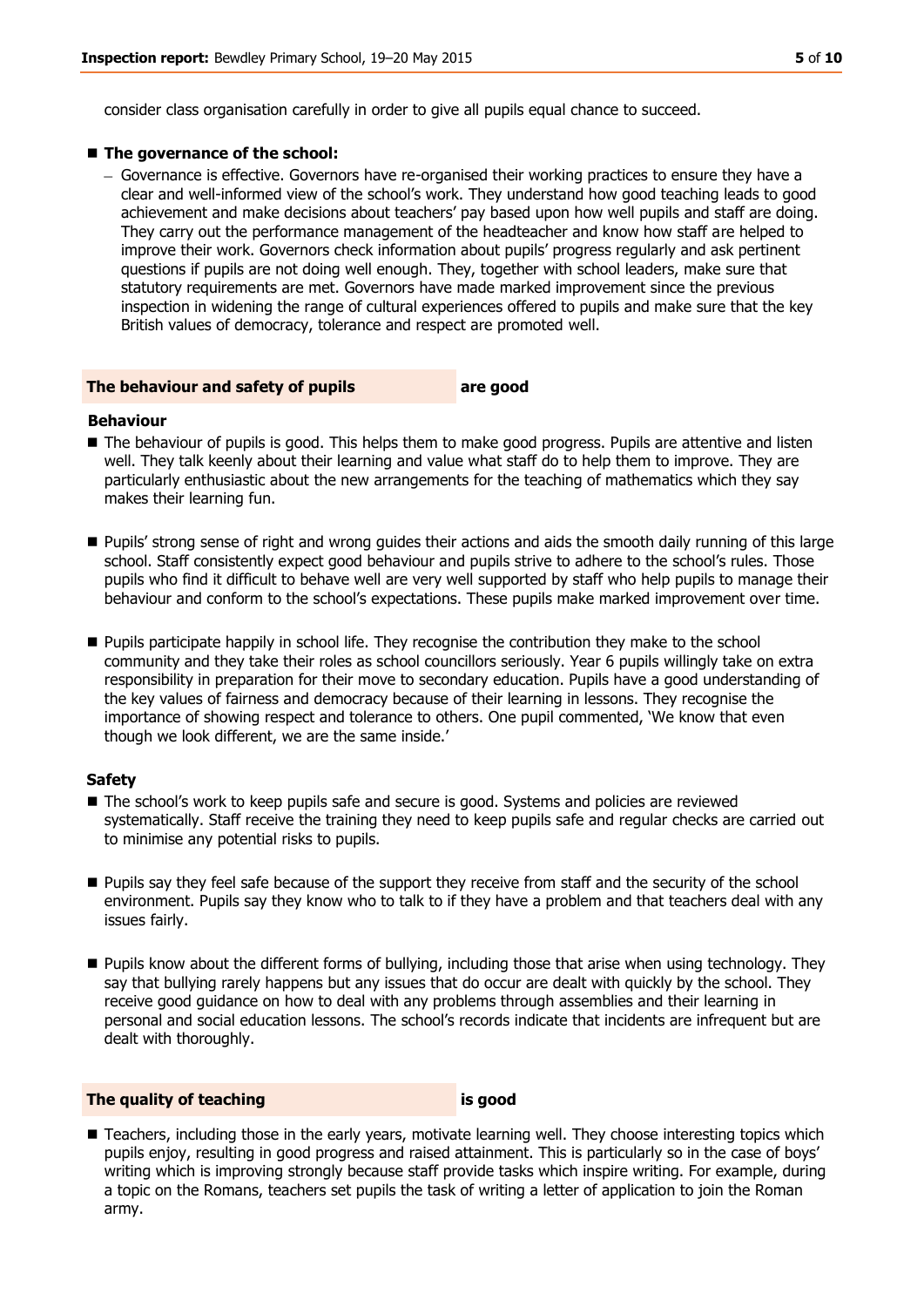consider class organisation carefully in order to give all pupils equal chance to succeed.

- **The governance of the school:**
  - Governance is effective. Governors have re-organised their working practices to ensure they have a clear and well-informed view of the school's work. They understand how good teaching leads to good achievement and make decisions about teachers' pay based upon how well pupils and staff are doing. They carry out the performance management of the headteacher and know how staff are helped to improve their work. Governors check information about pupils' progress regularly and ask pertinent questions if pupils are not doing well enough. They, together with school leaders, make sure that statutory requirements are met. Governors have made marked improvement since the previous inspection in widening the range of cultural experiences offered to pupils and make sure that the key British values of democracy, tolerance and respect are promoted well.

## The behaviour and safety of pupils — are good

### Behaviour

- The behaviour of pupils is good. This helps them to make good progress. Pupils are attentive and listen well. They talk keenly about their learning and value what staff do to help them to improve. They are particularly enthusiastic about the new arrangements for the teaching of mathematics which they say makes their learning fun.
- Pupils' strong sense of right and wrong guides their actions and aids the smooth daily running of this large school. Staff consistently expect good behaviour and pupils strive to adhere to the school's rules. Those pupils who find it difficult to behave well are very well supported by staff who help pupils to manage their behaviour and conform to the school's expectations. These pupils make marked improvement over time.
- Pupils participate happily in school life. They recognise the contribution they make to the school community and they take their roles as school councillors seriously. Year 6 pupils willingly take on extra responsibility in preparation for their move to secondary education. Pupils have a good understanding of the key values of fairness and democracy because of their learning in lessons. They recognise the importance of showing respect and tolerance to others. One pupil commented, 'We know that even though we look different, we are the same inside.'

### Safety

- The school's work to keep pupils safe and secure is good. Systems and policies are reviewed systematically. Staff receive the training they need to keep pupils safe and regular checks are carried out to minimise any potential risks to pupils.
- Pupils say they feel safe because of the support they receive from staff and the security of the school environment. Pupils say they know who to talk to if they have a problem and that teachers deal with any issues fairly.
- Pupils know about the different forms of bullying, including those that arise when using technology. They say that bullying rarely happens but any issues that do occur are dealt with quickly by the school. They receive good guidance on how to deal with any problems through assemblies and their learning in personal and social education lessons. The school's records indicate that incidents are infrequent but are dealt with thoroughly.

## The quality of teaching — is good

- Teachers, including those in the early years, motivate learning well. They choose interesting topics which pupils enjoy, resulting in good progress and raised attainment. This is particularly so in the case of boys' writing which is improving strongly because staff provide tasks which inspire writing. For example, during a topic on the Romans, teachers set pupils the task of writing a letter of application to join the Roman army.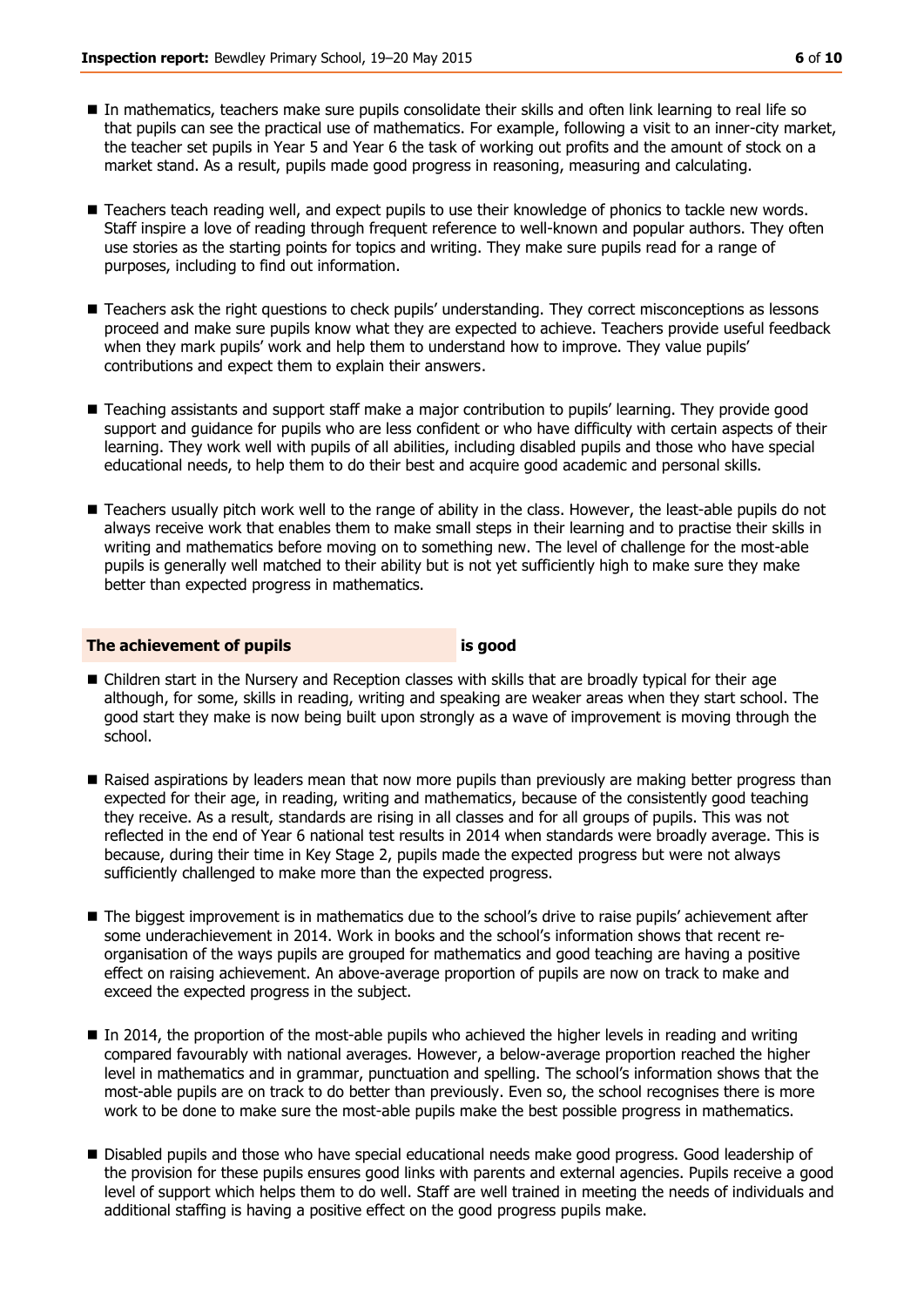- In mathematics, teachers make sure pupils consolidate their skills and often link learning to real life so that pupils can see the practical use of mathematics. For example, following a visit to an inner-city market, the teacher set pupils in Year 5 and Year 6 the task of working out profits and the amount of stock on a market stand. As a result, pupils made good progress in reasoning, measuring and calculating.

- Teachers teach reading well, and expect pupils to use their knowledge of phonics to tackle new words. Staff inspire a love of reading through frequent reference to well-known and popular authors. They often use stories as the starting points for topics and writing. They make sure pupils read for a range of purposes, including to find out information.

- Teachers ask the right questions to check pupils' understanding. They correct misconceptions as lessons proceed and make sure pupils know what they are expected to achieve. Teachers provide useful feedback when they mark pupils' work and help them to understand how to improve. They value pupils' contributions and expect them to explain their answers.

- Teaching assistants and support staff make a major contribution to pupils' learning. They provide good support and guidance for pupils who are less confident or who have difficulty with certain aspects of their learning. They work well with pupils of all abilities, including disabled pupils and those who have special educational needs, to help them to do their best and acquire good academic and personal skills.

- Teachers usually pitch work well to the range of ability in the class. However, the least-able pupils do not always receive work that enables them to make small steps in their learning and to practise their skills in writing and mathematics before moving on to something new. The level of challenge for the most-able pupils is generally well matched to their ability but is not yet sufficiently high to make sure they make better than expected progress in mathematics.

## The achievement of pupils **is good**

- Children start in the Nursery and Reception classes with skills that are broadly typical for their age although, for some, skills in reading, writing and speaking are weaker areas when they start school. The good start they make is now being built upon strongly as a wave of improvement is moving through the school.

- Raised aspirations by leaders mean that now more pupils than previously are making better progress than expected for their age, in reading, writing and mathematics, because of the consistently good teaching they receive. As a result, standards are rising in all classes and for all groups of pupils. This was not reflected in the end of Year 6 national test results in 2014 when standards were broadly average. This is because, during their time in Key Stage 2, pupils made the expected progress but were not always sufficiently challenged to make more than the expected progress.

- The biggest improvement is in mathematics due to the school's drive to raise pupils' achievement after some underachievement in 2014. Work in books and the school's information shows that recent re-organisation of the ways pupils are grouped for mathematics and good teaching are having a positive effect on raising achievement. An above-average proportion of pupils are now on track to make and exceed the expected progress in the subject.

- In 2014, the proportion of the most-able pupils who achieved the higher levels in reading and writing compared favourably with national averages. However, a below-average proportion reached the higher level in mathematics and in grammar, punctuation and spelling. The school's information shows that the most-able pupils are on track to do better than previously. Even so, the school recognises there is more work to be done to make sure the most-able pupils make the best possible progress in mathematics.

- Disabled pupils and those who have special educational needs make good progress. Good leadership of the provision for these pupils ensures good links with parents and external agencies. Pupils receive a good level of support which helps them to do well. Staff are well trained in meeting the needs of individuals and additional staffing is having a positive effect on the good progress pupils make.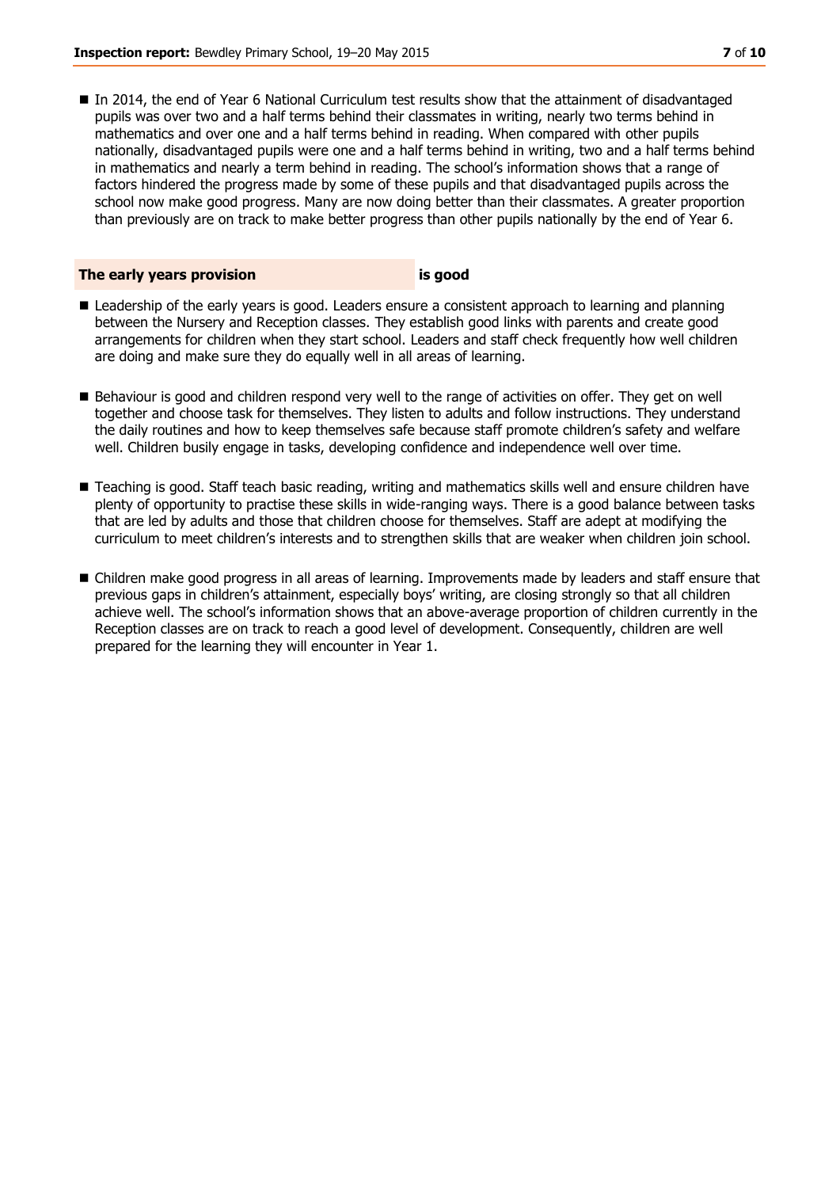- In 2014, the end of Year 6 National Curriculum test results show that the attainment of disadvantaged pupils was over two and a half terms behind their classmates in writing, nearly two terms behind in mathematics and over one and a half terms behind in reading. When compared with other pupils nationally, disadvantaged pupils were one and a half terms behind in writing, two and a half terms behind in mathematics and nearly a term behind in reading. The school's information shows that a range of factors hindered the progress made by some of these pupils and that disadvantaged pupils across the school now make good progress. Many are now doing better than their classmates. A greater proportion than previously are on track to make better progress than other pupils nationally by the end of Year 6.

## The early years provision — is good

- Leadership of the early years is good. Leaders ensure a consistent approach to learning and planning between the Nursery and Reception classes. They establish good links with parents and create good arrangements for children when they start school. Leaders and staff check frequently how well children are doing and make sure they do equally well in all areas of learning.

- Behaviour is good and children respond very well to the range of activities on offer. They get on well together and choose task for themselves. They listen to adults and follow instructions. They understand the daily routines and how to keep themselves safe because staff promote children's safety and welfare well. Children busily engage in tasks, developing confidence and independence well over time.

- Teaching is good. Staff teach basic reading, writing and mathematics skills well and ensure children have plenty of opportunity to practise these skills in wide-ranging ways. There is a good balance between tasks that are led by adults and those that children choose for themselves. Staff are adept at modifying the curriculum to meet children's interests and to strengthen skills that are weaker when children join school.

- Children make good progress in all areas of learning. Improvements made by leaders and staff ensure that previous gaps in children's attainment, especially boys' writing, are closing strongly so that all children achieve well. The school's information shows that an above-average proportion of children currently in the Reception classes are on track to reach a good level of development. Consequently, children are well prepared for the learning they will encounter in Year 1.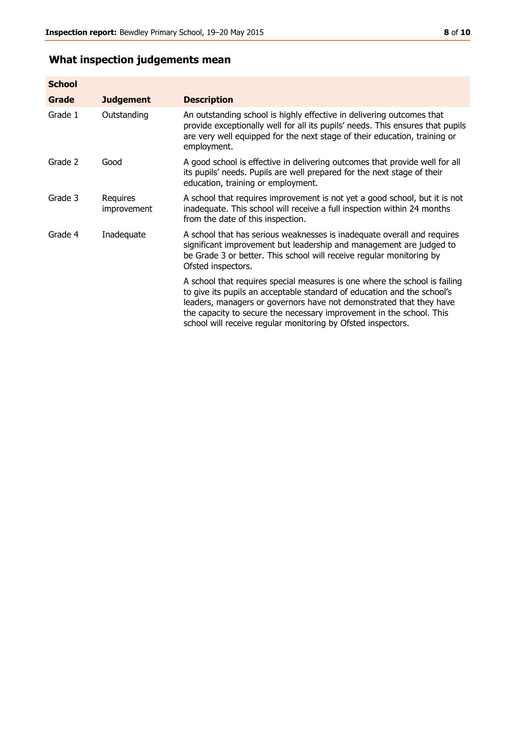## What inspection judgements mean

| School | | |
|---|---|---|
| **Grade** | **Judgement** | **Description** |
| Grade 1 | Outstanding | An outstanding school is highly effective in delivering outcomes that provide exceptionally well for all its pupils' needs. This ensures that pupils are very well equipped for the next stage of their education, training or employment. |
| Grade 2 | Good | A good school is effective in delivering outcomes that provide well for all its pupils' needs. Pupils are well prepared for the next stage of their education, training or employment. |
| Grade 3 | Requires improvement | A school that requires improvement is not yet a good school, but it is not inadequate. This school will receive a full inspection within 24 months from the date of this inspection. |
| Grade 4 | Inadequate | A school that has serious weaknesses is inadequate overall and requires significant improvement but leadership and management are judged to be Grade 3 or better. This school will receive regular monitoring by Ofsted inspectors. |
| | | A school that requires special measures is one where the school is failing to give its pupils an acceptable standard of education and the school's leaders, managers or governors have not demonstrated that they have the capacity to secure the necessary improvement in the school. This school will receive regular monitoring by Ofsted inspectors. |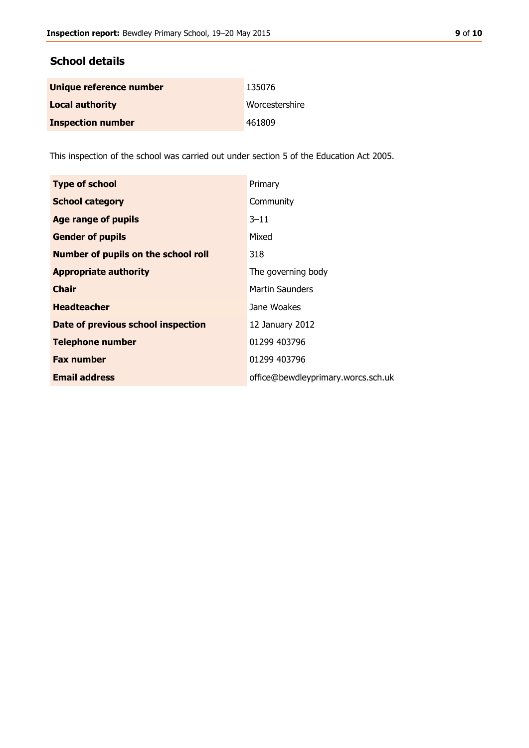## School details

| | |
|---|---|
| **Unique reference number** | 135076 |
| **Local authority** | Worcestershire |
| **Inspection number** | 461809 |

This inspection of the school was carried out under section 5 of the Education Act 2005.

| | |
|---|---|
| **Type of school** | Primary |
| **School category** | Community |
| **Age range of pupils** | 3–11 |
| **Gender of pupils** | Mixed |
| **Number of pupils on the school roll** | 318 |
| **Appropriate authority** | The governing body |
| **Chair** | Martin Saunders |
| **Headteacher** | Jane Woakes |
| **Date of previous school inspection** | 12 January 2012 |
| **Telephone number** | 01299 403796 |
| **Fax number** | 01299 403796 |
| **Email address** | office@bewdleyprimary.worcs.sch.uk |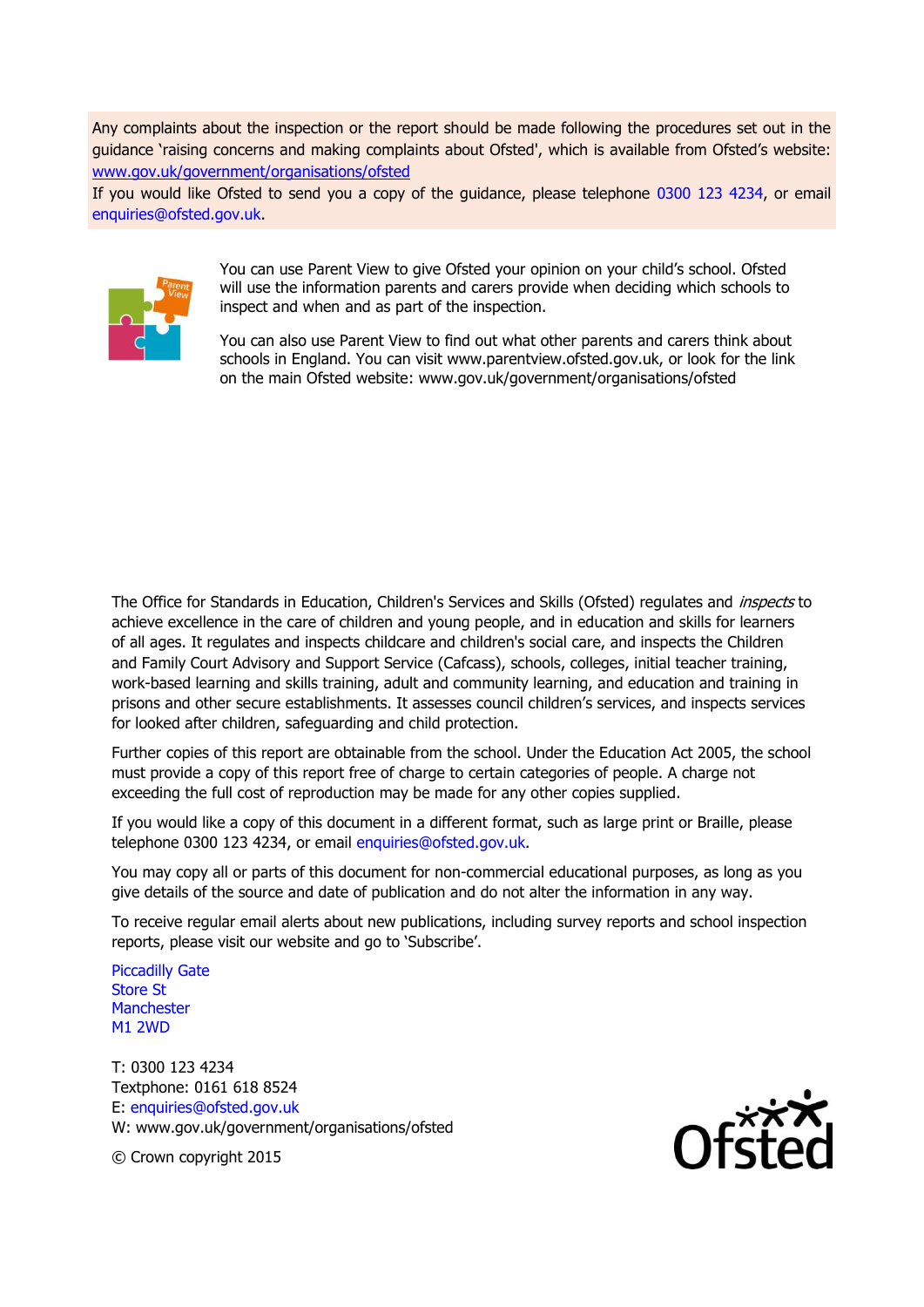Any complaints about the inspection or the report should be made following the procedures set out in the guidance 'raising concerns and making complaints about Ofsted', which is available from Ofsted's website: www.gov.uk/government/organisations/ofsted

If you would like Ofsted to send you a copy of the guidance, please telephone 0300 123 4234, or email enquiries@ofsted.gov.uk.

You can use Parent View to give Ofsted your opinion on your child's school. Ofsted will use the information parents and carers provide when deciding which schools to inspect and when and as part of the inspection.

You can also use Parent View to find out what other parents and carers think about schools in England. You can visit www.parentview.ofsted.gov.uk, or look for the link on the main Ofsted website: www.gov.uk/government/organisations/ofsted

The Office for Standards in Education, Children's Services and Skills (Ofsted) regulates and *inspects* to achieve excellence in the care of children and young people, and in education and skills for learners of all ages. It regulates and inspects childcare and children's social care, and inspects the Children and Family Court Advisory and Support Service (Cafcass), schools, colleges, initial teacher training, work-based learning and skills training, adult and community learning, and education and training in prisons and other secure establishments. It assesses council children's services, and inspects services for looked after children, safeguarding and child protection.

Further copies of this report are obtainable from the school. Under the Education Act 2005, the school must provide a copy of this report free of charge to certain categories of people. A charge not exceeding the full cost of reproduction may be made for any other copies supplied.

If you would like a copy of this document in a different format, such as large print or Braille, please telephone 0300 123 4234, or email enquiries@ofsted.gov.uk.

You may copy all or parts of this document for non-commercial educational purposes, as long as you give details of the source and date of publication and do not alter the information in any way.

To receive regular email alerts about new publications, including survey reports and school inspection reports, please visit our website and go to 'Subscribe'.

Piccadilly Gate
Store St
Manchester
M1 2WD

T: 0300 123 4234
Textphone: 0161 618 8524
E: enquiries@ofsted.gov.uk
W: www.gov.uk/government/organisations/ofsted

© Crown copyright 2015